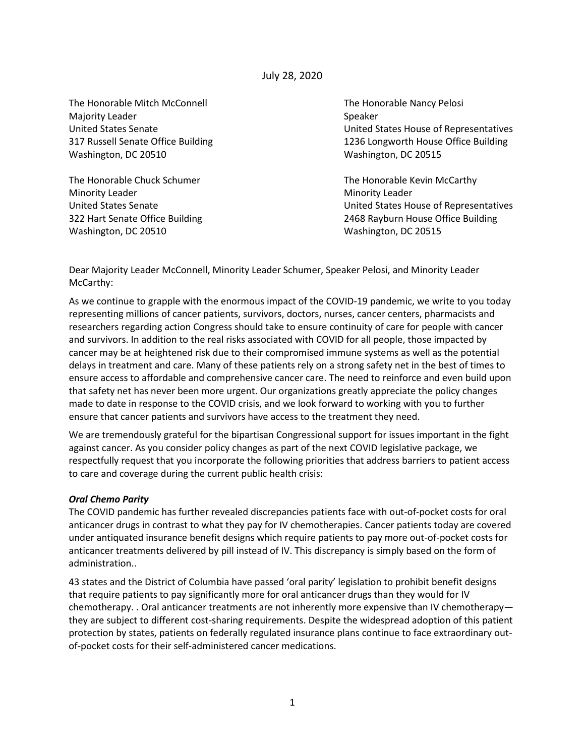July 28, 2020

The Honorable Mitch McConnell
Majority Leader
United States Senate
317 Russell Senate Office Building
Washington, DC 20510

The Honorable Chuck Schumer
Minority Leader
United States Senate
322 Hart Senate Office Building
Washington, DC 20510

The Honorable Nancy Pelosi
Speaker
United States House of Representatives
1236 Longworth House Office Building
Washington, DC 20515

The Honorable Kevin McCarthy
Minority Leader
United States House of Representatives
2468 Rayburn House Office Building
Washington, DC 20515

Dear Majority Leader McConnell, Minority Leader Schumer, Speaker Pelosi, and Minority Leader McCarthy:

As we continue to grapple with the enormous impact of the COVID-19 pandemic, we write to you today representing millions of cancer patients, survivors, doctors, nurses, cancer centers, pharmacists and researchers regarding action Congress should take to ensure continuity of care for people with cancer and survivors. In addition to the real risks associated with COVID for all people, those impacted by cancer may be at heightened risk due to their compromised immune systems as well as the potential delays in treatment and care. Many of these patients rely on a strong safety net in the best of times to ensure access to affordable and comprehensive cancer care. The need to reinforce and even build upon that safety net has never been more urgent. Our organizations greatly appreciate the policy changes made to date in response to the COVID crisis, and we look forward to working with you to further ensure that cancer patients and survivors have access to the treatment they need.

We are tremendously grateful for the bipartisan Congressional support for issues important in the fight against cancer. As you consider policy changes as part of the next COVID legislative package, we respectfully request that you incorporate the following priorities that address barriers to patient access to care and coverage during the current public health crisis:

***Oral Chemo Parity***

The COVID pandemic has further revealed discrepancies patients face with out-of-pocket costs for oral anticancer drugs in contrast to what they pay for IV chemotherapies. Cancer patients today are covered under antiquated insurance benefit designs which require patients to pay more out-of-pocket costs for anticancer treatments delivered by pill instead of IV. This discrepancy is simply based on the form of administration..

43 states and the District of Columbia have passed 'oral parity' legislation to prohibit benefit designs that require patients to pay significantly more for oral anticancer drugs than they would for IV chemotherapy. . Oral anticancer treatments are not inherently more expensive than IV chemotherapy—they are subject to different cost-sharing requirements. Despite the widespread adoption of this patient protection by states, patients on federally regulated insurance plans continue to face extraordinary out-of-pocket costs for their self-administered cancer medications.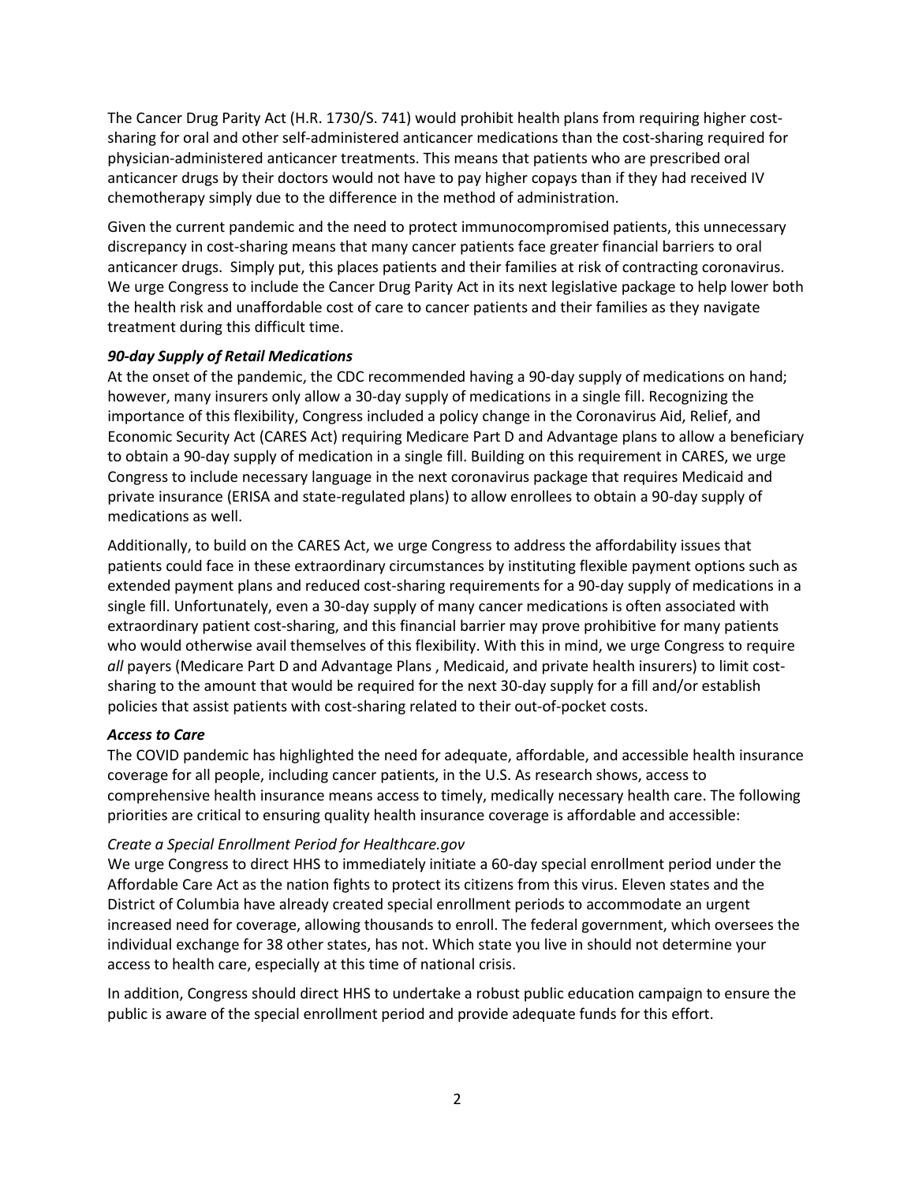The Cancer Drug Parity Act (H.R. 1730/S. 741) would prohibit health plans from requiring higher cost-sharing for oral and other self-administered anticancer medications than the cost-sharing required for physician-administered anticancer treatments. This means that patients who are prescribed oral anticancer drugs by their doctors would not have to pay higher copays than if they had received IV chemotherapy simply due to the difference in the method of administration.

Given the current pandemic and the need to protect immunocompromised patients, this unnecessary discrepancy in cost-sharing means that many cancer patients face greater financial barriers to oral anticancer drugs. Simply put, this places patients and their families at risk of contracting coronavirus. We urge Congress to include the Cancer Drug Parity Act in its next legislative package to help lower both the health risk and unaffordable cost of care to cancer patients and their families as they navigate treatment during this difficult time.

***90-day Supply of Retail Medications***

At the onset of the pandemic, the CDC recommended having a 90-day supply of medications on hand; however, many insurers only allow a 30-day supply of medications in a single fill. Recognizing the importance of this flexibility, Congress included a policy change in the Coronavirus Aid, Relief, and Economic Security Act (CARES Act) requiring Medicare Part D and Advantage plans to allow a beneficiary to obtain a 90-day supply of medication in a single fill. Building on this requirement in CARES, we urge Congress to include necessary language in the next coronavirus package that requires Medicaid and private insurance (ERISA and state-regulated plans) to allow enrollees to obtain a 90-day supply of medications as well.

Additionally, to build on the CARES Act, we urge Congress to address the affordability issues that patients could face in these extraordinary circumstances by instituting flexible payment options such as extended payment plans and reduced cost-sharing requirements for a 90-day supply of medications in a single fill. Unfortunately, even a 30-day supply of many cancer medications is often associated with extraordinary patient cost-sharing, and this financial barrier may prove prohibitive for many patients who would otherwise avail themselves of this flexibility. With this in mind, we urge Congress to require *all* payers (Medicare Part D and Advantage Plans , Medicaid, and private health insurers) to limit cost-sharing to the amount that would be required for the next 30-day supply for a fill and/or establish policies that assist patients with cost-sharing related to their out-of-pocket costs.

***Access to Care***

The COVID pandemic has highlighted the need for adequate, affordable, and accessible health insurance coverage for all people, including cancer patients, in the U.S. As research shows, access to comprehensive health insurance means access to timely, medically necessary health care. The following priorities are critical to ensuring quality health insurance coverage is affordable and accessible:

*Create a Special Enrollment Period for Healthcare.gov*

We urge Congress to direct HHS to immediately initiate a 60-day special enrollment period under the Affordable Care Act as the nation fights to protect its citizens from this virus. Eleven states and the District of Columbia have already created special enrollment periods to accommodate an urgent increased need for coverage, allowing thousands to enroll. The federal government, which oversees the individual exchange for 38 other states, has not. Which state you live in should not determine your access to health care, especially at this time of national crisis.

In addition, Congress should direct HHS to undertake a robust public education campaign to ensure the public is aware of the special enrollment period and provide adequate funds for this effort.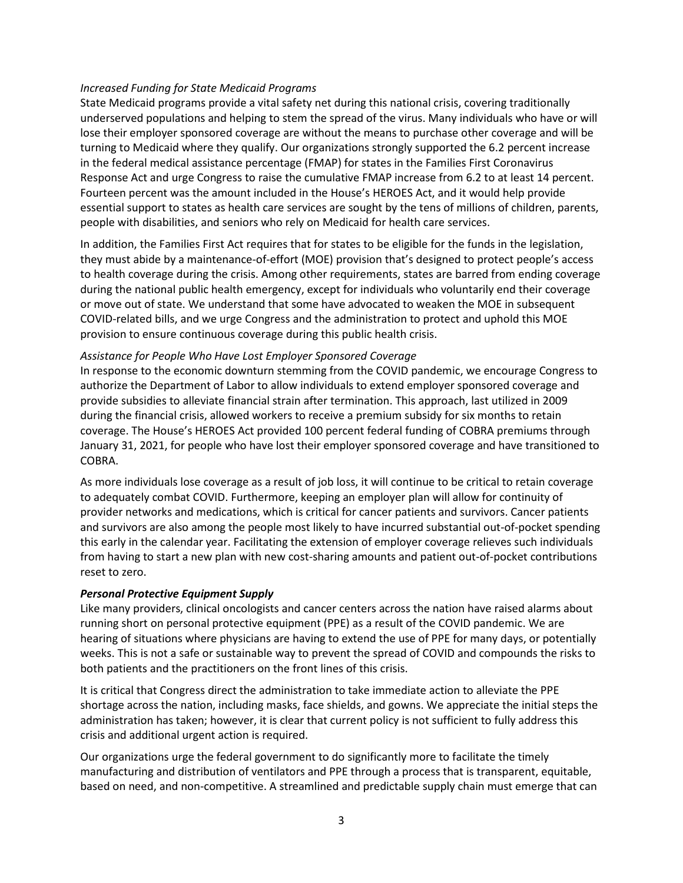*Increased Funding for State Medicaid Programs*

State Medicaid programs provide a vital safety net during this national crisis, covering traditionally underserved populations and helping to stem the spread of the virus. Many individuals who have or will lose their employer sponsored coverage are without the means to purchase other coverage and will be turning to Medicaid where they qualify. Our organizations strongly supported the 6.2 percent increase in the federal medical assistance percentage (FMAP) for states in the Families First Coronavirus Response Act and urge Congress to raise the cumulative FMAP increase from 6.2 to at least 14 percent. Fourteen percent was the amount included in the House's HEROES Act, and it would help provide essential support to states as health care services are sought by the tens of millions of children, parents, people with disabilities, and seniors who rely on Medicaid for health care services.

In addition, the Families First Act requires that for states to be eligible for the funds in the legislation, they must abide by a maintenance-of-effort (MOE) provision that's designed to protect people's access to health coverage during the crisis. Among other requirements, states are barred from ending coverage during the national public health emergency, except for individuals who voluntarily end their coverage or move out of state. We understand that some have advocated to weaken the MOE in subsequent COVID-related bills, and we urge Congress and the administration to protect and uphold this MOE provision to ensure continuous coverage during this public health crisis.

*Assistance for People Who Have Lost Employer Sponsored Coverage*

In response to the economic downturn stemming from the COVID pandemic, we encourage Congress to authorize the Department of Labor to allow individuals to extend employer sponsored coverage and provide subsidies to alleviate financial strain after termination. This approach, last utilized in 2009 during the financial crisis, allowed workers to receive a premium subsidy for six months to retain coverage. The House's HEROES Act provided 100 percent federal funding of COBRA premiums through January 31, 2021, for people who have lost their employer sponsored coverage and have transitioned to COBRA.

As more individuals lose coverage as a result of job loss, it will continue to be critical to retain coverage to adequately combat COVID. Furthermore, keeping an employer plan will allow for continuity of provider networks and medications, which is critical for cancer patients and survivors. Cancer patients and survivors are also among the people most likely to have incurred substantial out-of-pocket spending this early in the calendar year. Facilitating the extension of employer coverage relieves such individuals from having to start a new plan with new cost-sharing amounts and patient out-of-pocket contributions reset to zero.

***Personal Protective Equipment Supply***

Like many providers, clinical oncologists and cancer centers across the nation have raised alarms about running short on personal protective equipment (PPE) as a result of the COVID pandemic. We are hearing of situations where physicians are having to extend the use of PPE for many days, or potentially weeks. This is not a safe or sustainable way to prevent the spread of COVID and compounds the risks to both patients and the practitioners on the front lines of this crisis.

It is critical that Congress direct the administration to take immediate action to alleviate the PPE shortage across the nation, including masks, face shields, and gowns. We appreciate the initial steps the administration has taken; however, it is clear that current policy is not sufficient to fully address this crisis and additional urgent action is required.

Our organizations urge the federal government to do significantly more to facilitate the timely manufacturing and distribution of ventilators and PPE through a process that is transparent, equitable, based on need, and non-competitive. A streamlined and predictable supply chain must emerge that can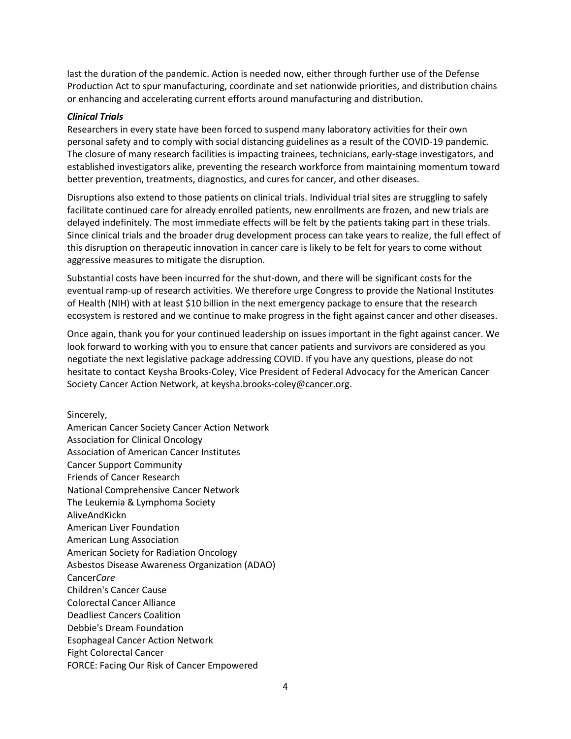last the duration of the pandemic. Action is needed now, either through further use of the Defense Production Act to spur manufacturing, coordinate and set nationwide priorities, and distribution chains or enhancing and accelerating current efforts around manufacturing and distribution.

***Clinical Trials***

Researchers in every state have been forced to suspend many laboratory activities for their own personal safety and to comply with social distancing guidelines as a result of the COVID-19 pandemic. The closure of many research facilities is impacting trainees, technicians, early-stage investigators, and established investigators alike, preventing the research workforce from maintaining momentum toward better prevention, treatments, diagnostics, and cures for cancer, and other diseases.

Disruptions also extend to those patients on clinical trials. Individual trial sites are struggling to safely facilitate continued care for already enrolled patients, new enrollments are frozen, and new trials are delayed indefinitely. The most immediate effects will be felt by the patients taking part in these trials. Since clinical trials and the broader drug development process can take years to realize, the full effect of this disruption on therapeutic innovation in cancer care is likely to be felt for years to come without aggressive measures to mitigate the disruption.

Substantial costs have been incurred for the shut-down, and there will be significant costs for the eventual ramp-up of research activities. We therefore urge Congress to provide the National Institutes of Health (NIH) with at least $10 billion in the next emergency package to ensure that the research ecosystem is restored and we continue to make progress in the fight against cancer and other diseases.

Once again, thank you for your continued leadership on issues important in the fight against cancer. We look forward to working with you to ensure that cancer patients and survivors are considered as you negotiate the next legislative package addressing COVID. If you have any questions, please do not hesitate to contact Keysha Brooks-Coley, Vice President of Federal Advocacy for the American Cancer Society Cancer Action Network, at keysha.brooks-coley@cancer.org.

Sincerely,
American Cancer Society Cancer Action Network
Association for Clinical Oncology
Association of American Cancer Institutes
Cancer Support Community
Friends of Cancer Research
National Comprehensive Cancer Network
The Leukemia & Lymphoma Society
AliveAndKickn
American Liver Foundation
American Lung Association
American Society for Radiation Oncology
Asbestos Disease Awareness Organization (ADAO)
Cancer*Care*
Children's Cancer Cause
Colorectal Cancer Alliance
Deadliest Cancers Coalition
Debbie's Dream Foundation
Esophageal Cancer Action Network
Fight Colorectal Cancer
FORCE: Facing Our Risk of Cancer Empowered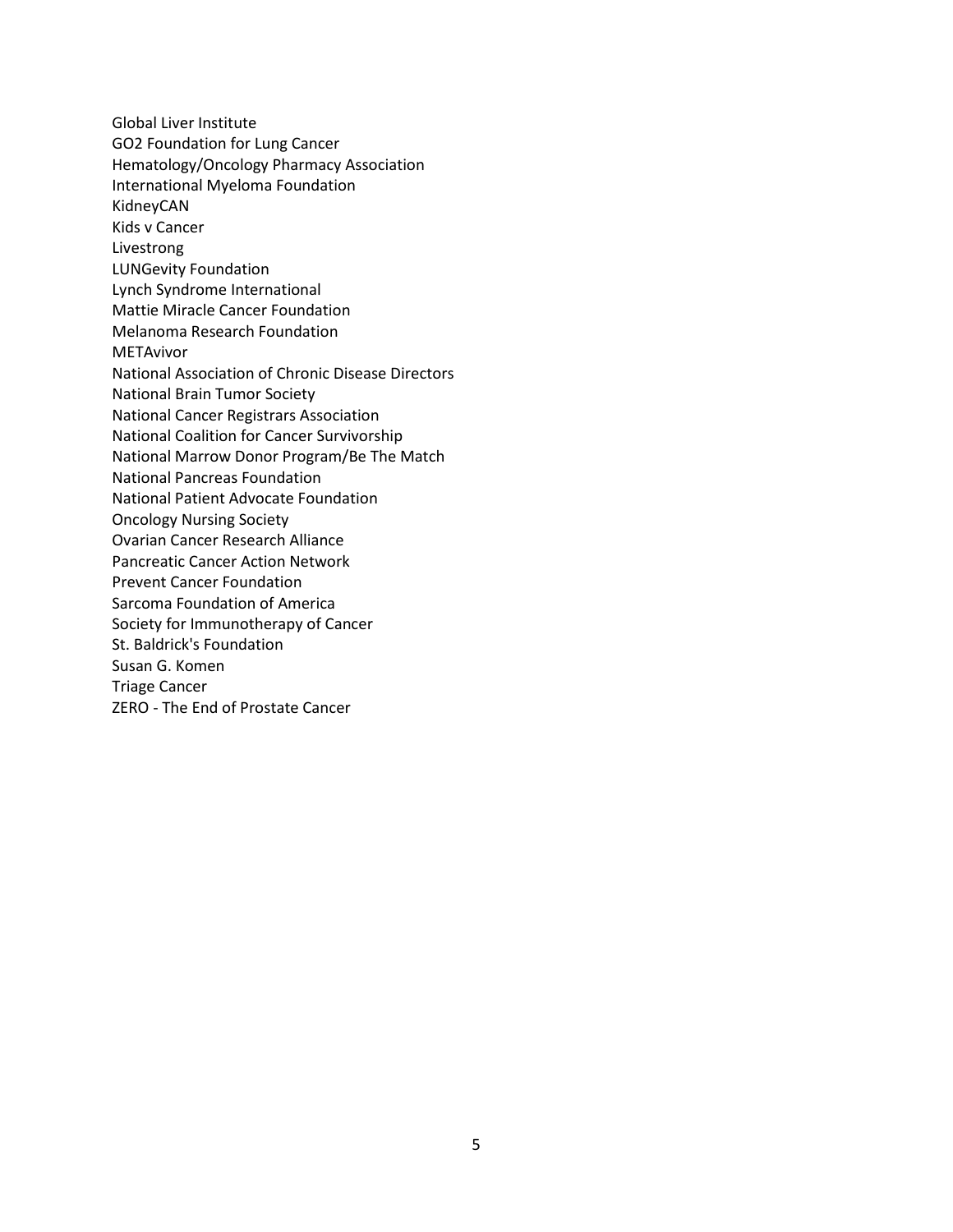Global Liver Institute
GO2 Foundation for Lung Cancer
Hematology/Oncology Pharmacy Association
International Myeloma Foundation
KidneyCAN
Kids v Cancer
Livestrong
LUNGevity Foundation
Lynch Syndrome International
Mattie Miracle Cancer Foundation
Melanoma Research Foundation
METAvivor
National Association of Chronic Disease Directors
National Brain Tumor Society
National Cancer Registrars Association
National Coalition for Cancer Survivorship
National Marrow Donor Program/Be The Match
National Pancreas Foundation
National Patient Advocate Foundation
Oncology Nursing Society
Ovarian Cancer Research Alliance
Pancreatic Cancer Action Network
Prevent Cancer Foundation
Sarcoma Foundation of America
Society for Immunotherapy of Cancer
St. Baldrick's Foundation
Susan G. Komen
Triage Cancer
ZERO - The End of Prostate Cancer